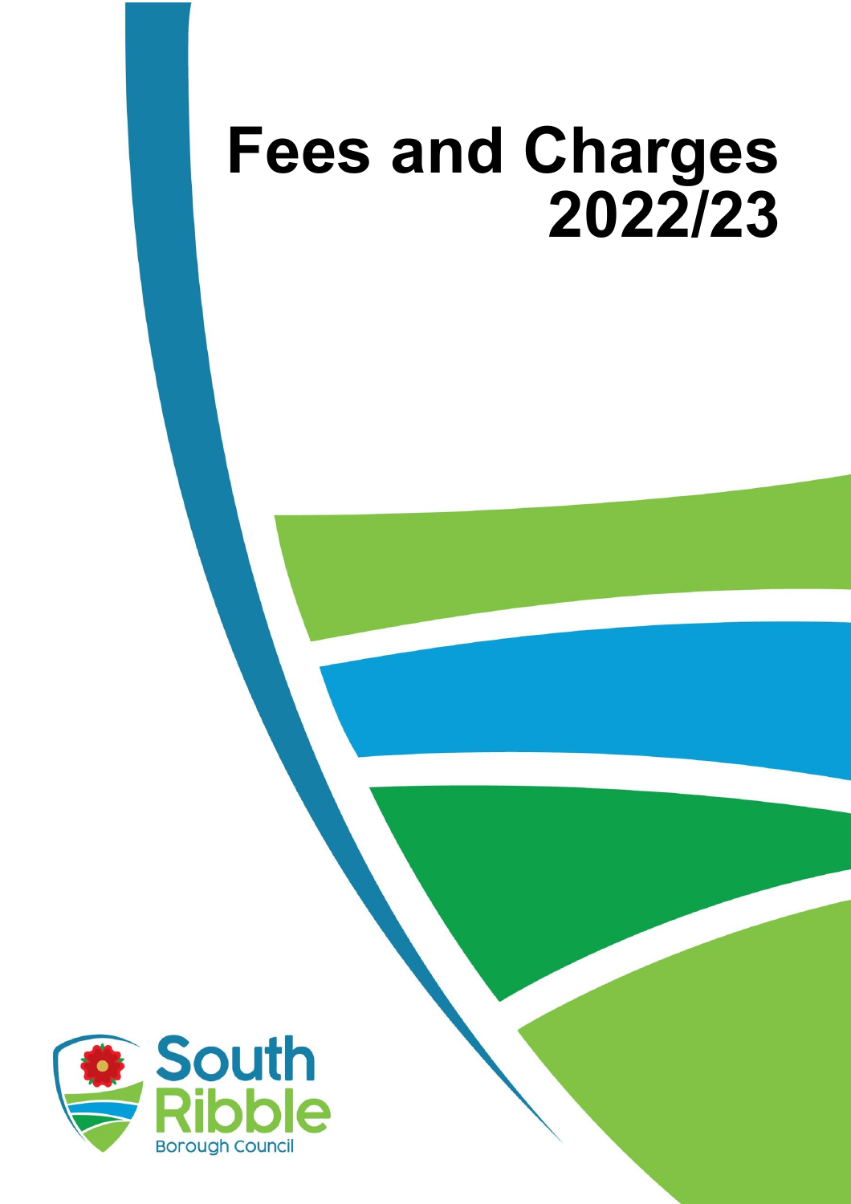# Fees and Charges 2022/23

South Ribble Borough Council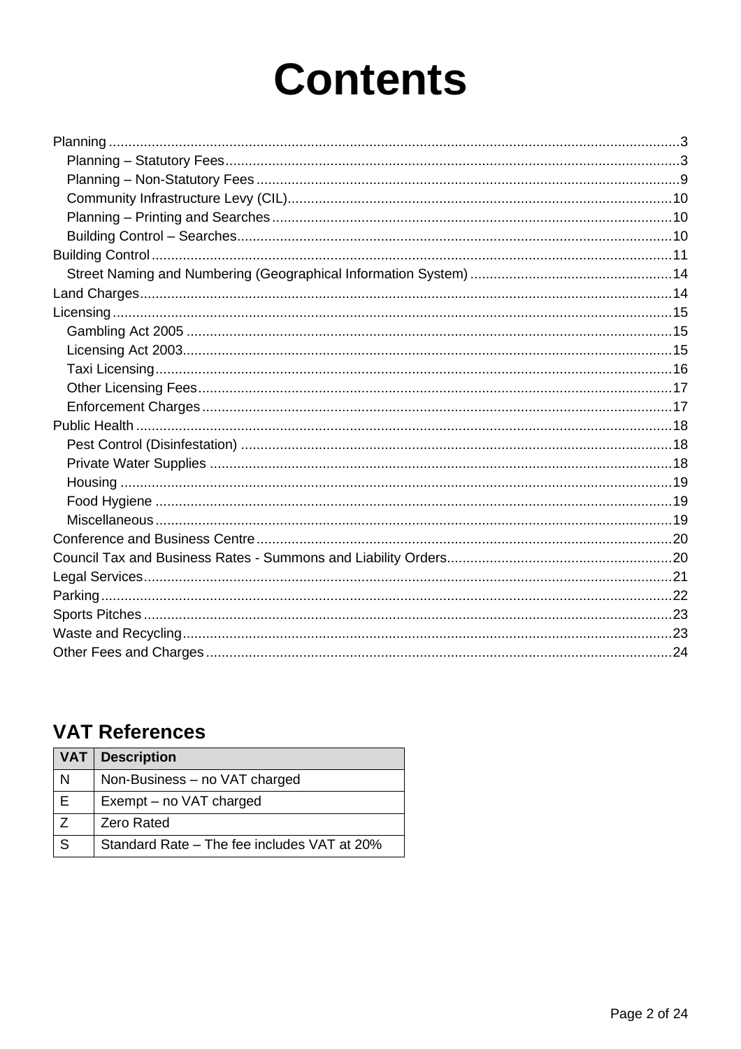# Contents

Planning ..... 3
- Planning – Statutory Fees ..... 3
- Planning – Non-Statutory Fees ..... 9
- Community Infrastructure Levy (CIL) ..... 10
- Planning – Printing and Searches ..... 10
- Building Control – Searches ..... 10

Building Control ..... 11
- Street Naming and Numbering (Geographical Information System) ..... 14

Land Charges ..... 14

Licensing ..... 15
- Gambling Act 2005 ..... 15
- Licensing Act 2003 ..... 15
- Taxi Licensing ..... 16
- Other Licensing Fees ..... 17
- Enforcement Charges ..... 17

Public Health ..... 18
- Pest Control (Disinfestation) ..... 18
- Private Water Supplies ..... 18
- Housing ..... 19
- Food Hygiene ..... 19
- Miscellaneous ..... 19

Conference and Business Centre ..... 20

Council Tax and Business Rates - Summons and Liability Orders ..... 20

Legal Services ..... 21

Parking ..... 22

Sports Pitches ..... 23

Waste and Recycling ..... 23

Other Fees and Charges ..... 24

## VAT References

| VAT | Description |
|---|---|
| N | Non-Business – no VAT charged |
| E | Exempt – no VAT charged |
| Z | Zero Rated |
| S | Standard Rate – The fee includes VAT at 20% |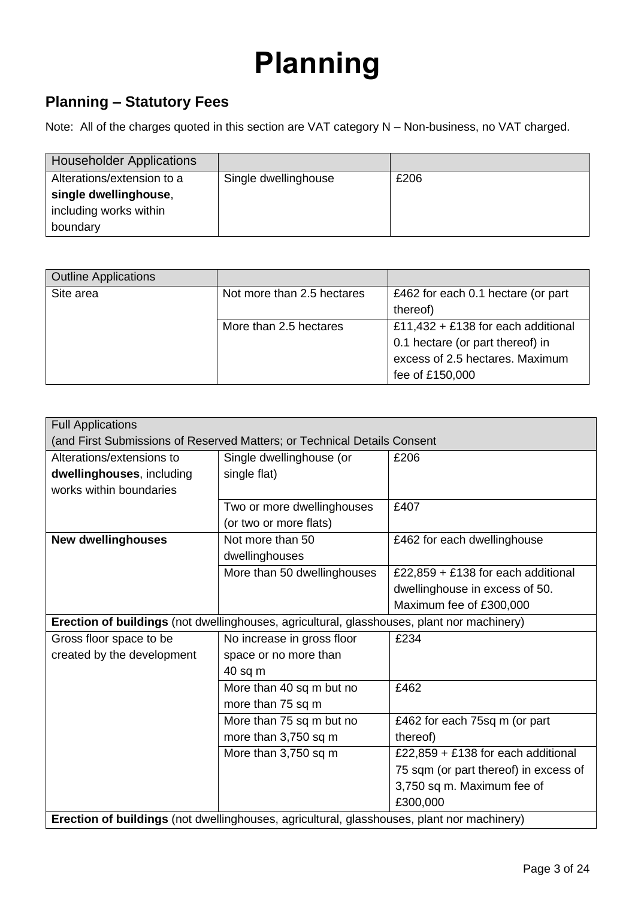# Planning

## Planning – Statutory Fees

Note: All of the charges quoted in this section are VAT category N – Non-business, no VAT charged.

| Householder Applications | | |
|---|---|---|
| Alterations/extension to a **single dwellinghouse**, including works within boundary | Single dwellinghouse | £206 |

| Outline Applications | | |
|---|---|---|
| Site area | Not more than 2.5 hectares | £462 for each 0.1 hectare (or part thereof) |
| | More than 2.5 hectares | £11,432 + £138 for each additional 0.1 hectare (or part thereof) in excess of 2.5 hectares. Maximum fee of £150,000 |

| Full Applications (and First Submissions of Reserved Matters; or Technical Details Consent | | |
|---|---|---|
| Alterations/extensions to **dwellinghouses**, including works within boundaries | Single dwellinghouse (or single flat) | £206 |
| | Two or more dwellinghouses (or two or more flats) | £407 |
| **New dwellinghouses** | Not more than 50 dwellinghouses | £462 for each dwellinghouse |
| | More than 50 dwellinghouses | £22,859 + £138 for each additional dwellinghouse in excess of 50. Maximum fee of £300,000 |
| **Erection of buildings** (not dwellinghouses, agricultural, glasshouses, plant nor machinery) | | |
| Gross floor space to be created by the development | No increase in gross floor space or no more than 40 sq m | £234 |
| | More than 40 sq m but no more than 75 sq m | £462 |
| | More than 75 sq m but no more than 3,750 sq m | £462 for each 75sq m (or part thereof) |
| | More than 3,750 sq m | £22,859 + £138 for each additional 75 sqm (or part thereof) in excess of 3,750 sq m. Maximum fee of £300,000 |
| **Erection of buildings** (not dwellinghouses, agricultural, glasshouses, plant nor machinery) | | |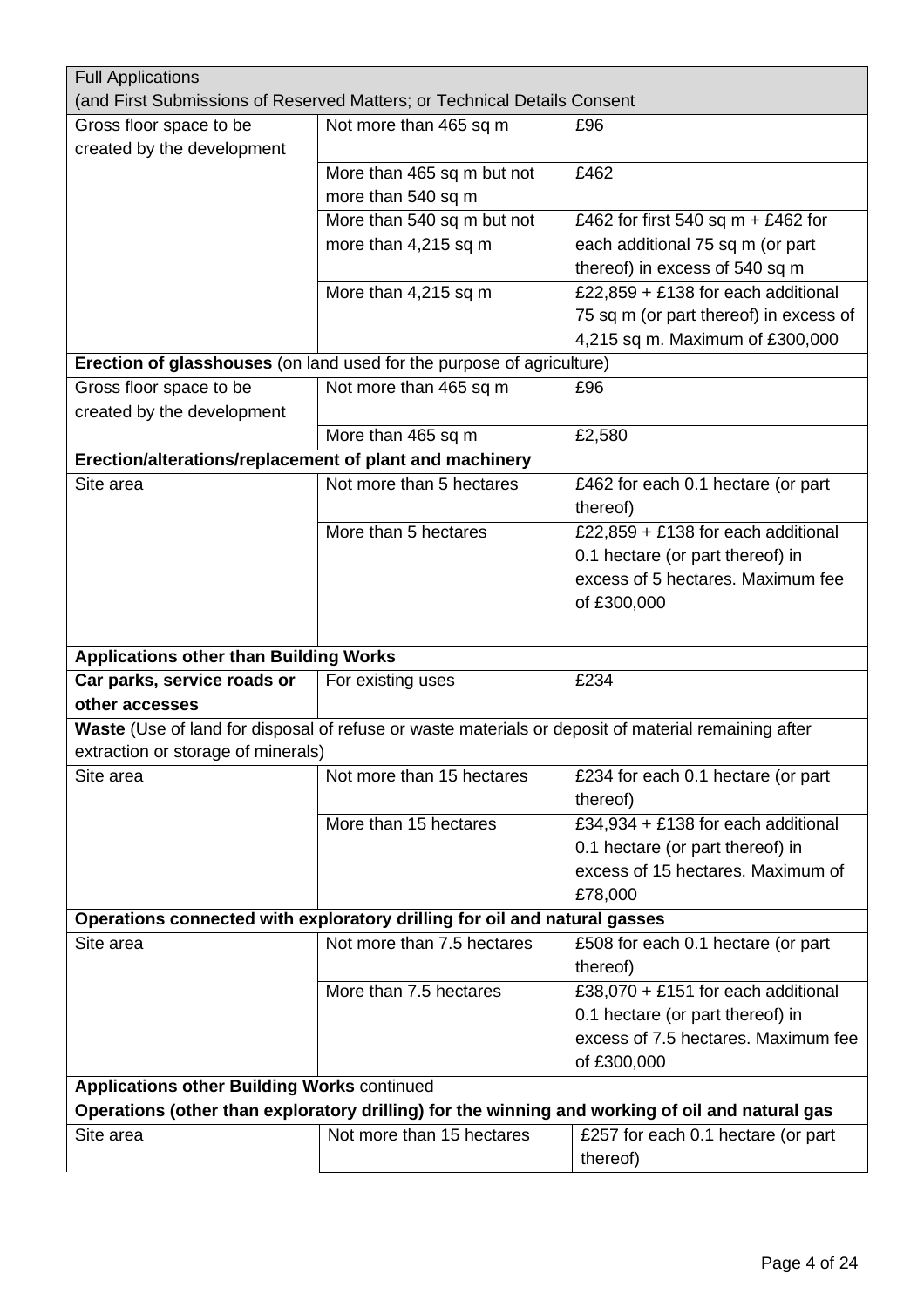| Full Applications (and First Submissions of Reserved Matters; or Technical Details Consent | | |
|---|---|---|
| Gross floor space to be created by the development | Not more than 465 sq m | £96 |
| | More than 465 sq m but not more than 540 sq m | £462 |
| | More than 540 sq m but not more than 4,215 sq m | £462 for first 540 sq m + £462 for each additional 75 sq m (or part thereof) in excess of 540 sq m |
| | More than 4,215 sq m | £22,859 + £138 for each additional 75 sq m (or part thereof) in excess of 4,215 sq m. Maximum of £300,000 |
| **Erection of glasshouses** (on land used for the purpose of agriculture) | | |
| Gross floor space to be created by the development | Not more than 465 sq m | £96 |
| | More than 465 sq m | £2,580 |
| **Erection/alterations/replacement of plant and machinery** | | |
| Site area | Not more than 5 hectares | £462 for each 0.1 hectare (or part thereof) |
| | More than 5 hectares | £22,859 + £138 for each additional 0.1 hectare (or part thereof) in excess of 5 hectares. Maximum fee of £300,000 |
| **Applications other than Building Works** | | |
| **Car parks, service roads or other accesses** | For existing uses | £234 |
| **Waste** (Use of land for disposal of refuse or waste materials or deposit of material remaining after extraction or storage of minerals) | | |
| Site area | Not more than 15 hectares | £234 for each 0.1 hectare (or part thereof) |
| | More than 15 hectares | £34,934 + £138 for each additional 0.1 hectare (or part thereof) in excess of 15 hectares. Maximum of £78,000 |
| **Operations connected with exploratory drilling for oil and natural gasses** | | |
| Site area | Not more than 7.5 hectares | £508 for each 0.1 hectare (or part thereof) |
| | More than 7.5 hectares | £38,070 + £151 for each additional 0.1 hectare (or part thereof) in excess of 7.5 hectares. Maximum fee of £300,000 |
| **Applications other Building Works** continued | | |
| **Operations (other than exploratory drilling) for the winning and working of oil and natural gas** | | |
| Site area | Not more than 15 hectares | £257 for each 0.1 hectare (or part thereof) |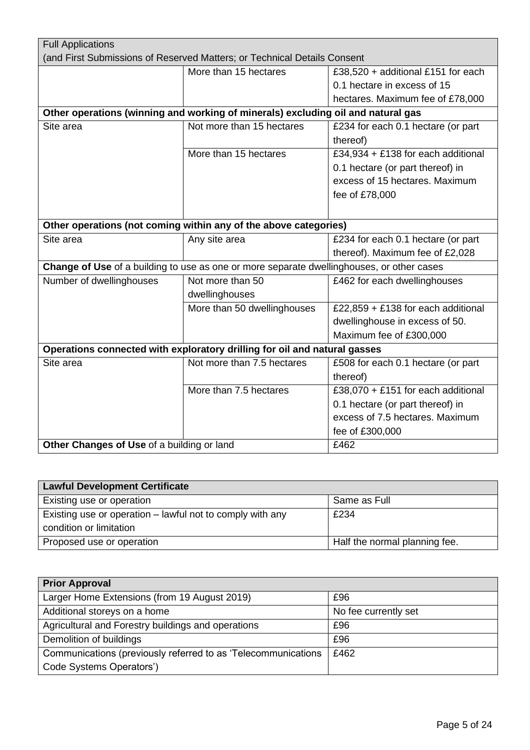| Full Applications (and First Submissions of Reserved Matters; or Technical Details Consent | | |
|---|---|---|
| | More than 15 hectares | £38,520 + additional £151 for each 0.1 hectare in excess of 15 hectares. Maximum fee of £78,000 |
| **Other operations (winning and working of minerals) excluding oil and natural gas** | | |
| Site area | Not more than 15 hectares | £234 for each 0.1 hectare (or part thereof) |
| | More than 15 hectares | £34,934 + £138 for each additional 0.1 hectare (or part thereof) in excess of 15 hectares. Maximum fee of £78,000 |
| **Other operations (not coming within any of the above categories)** | | |
| Site area | Any site area | £234 for each 0.1 hectare (or part thereof). Maximum fee of £2,028 |
| **Change of Use** of a building to use as one or more separate dwellinghouses, or other cases | | |
| Number of dwellinghouses | Not more than 50 dwellinghouses | £462 for each dwellinghouses |
| | More than 50 dwellinghouses | £22,859 + £138 for each additional dwellinghouse in excess of 50. Maximum fee of £300,000 |
| **Operations connected with exploratory drilling for oil and natural gasses** | | |
| Site area | Not more than 7.5 hectares | £508 for each 0.1 hectare (or part thereof) |
| | More than 7.5 hectares | £38,070 + £151 for each additional 0.1 hectare (or part thereof) in excess of 7.5 hectares. Maximum fee of £300,000 |
| **Other Changes of Use** of a building or land | | £462 |

| **Lawful Development Certificate** | |
|---|---|
| Existing use or operation | Same as Full |
| Existing use or operation – lawful not to comply with any condition or limitation | £234 |
| Proposed use or operation | Half the normal planning fee. |

| **Prior Approval** | |
|---|---|
| Larger Home Extensions (from 19 August 2019) | £96 |
| Additional storeys on a home | No fee currently set |
| Agricultural and Forestry buildings and operations | £96 |
| Demolition of buildings | £96 |
| Communications (previously referred to as 'Telecommunications Code Systems Operators') | £462 |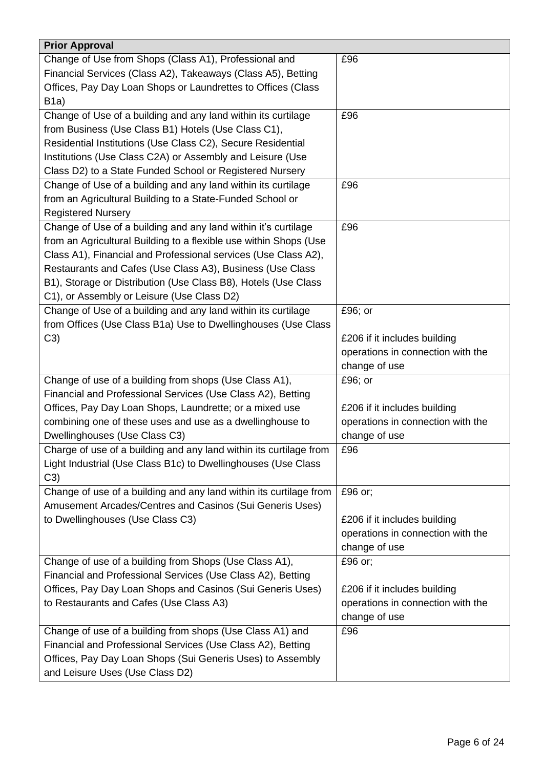| **Prior Approval** | |
|---|---|
| Change of Use from Shops (Class A1), Professional and Financial Services (Class A2), Takeaways (Class A5), Betting Offices, Pay Day Loan Shops or Laundrettes to Offices (Class B1a) | £96 |
| Change of Use of a building and any land within its curtilage from Business (Use Class B1) Hotels (Use Class C1), Residential Institutions (Use Class C2), Secure Residential Institutions (Use Class C2A) or Assembly and Leisure (Use Class D2) to a State Funded School or Registered Nursery | £96 |
| Change of Use of a building and any land within its curtilage from an Agricultural Building to a State-Funded School or Registered Nursery | £96 |
| Change of Use of a building and any land within it's curtilage from an Agricultural Building to a flexible use within Shops (Use Class A1), Financial and Professional services (Use Class A2), Restaurants and Cafes (Use Class A3), Business (Use Class B1), Storage or Distribution (Use Class B8), Hotels (Use Class C1), or Assembly or Leisure (Use Class D2) | £96 |
| Change of Use of a building and any land within its curtilage from Offices (Use Class B1a) Use to Dwellinghouses (Use Class C3) | £96; or<br><br>£206 if it includes building operations in connection with the change of use |
| Change of use of a building from shops (Use Class A1), Financial and Professional Services (Use Class A2), Betting Offices, Pay Day Loan Shops, Laundrette; or a mixed use combining one of these uses and use as a dwellinghouse to Dwellinghouses (Use Class C3) | £96; or<br><br>£206 if it includes building operations in connection with the change of use |
| Charge of use of a building and any land within its curtilage from Light Industrial (Use Class B1c) to Dwellinghouses (Use Class C3) | £96 |
| Change of use of a building and any land within its curtilage from Amusement Arcades/Centres and Casinos (Sui Generis Uses) to Dwellinghouses (Use Class C3) | £96 or;<br><br>£206 if it includes building operations in connection with the change of use |
| Change of use of a building from Shops (Use Class A1), Financial and Professional Services (Use Class A2), Betting Offices, Pay Day Loan Shops and Casinos (Sui Generis Uses) to Restaurants and Cafes (Use Class A3) | £96 or;<br><br>£206 if it includes building operations in connection with the change of use |
| Change of use of a building from shops (Use Class A1) and Financial and Professional Services (Use Class A2), Betting Offices, Pay Day Loan Shops (Sui Generis Uses) to Assembly and Leisure Uses (Use Class D2) | £96 |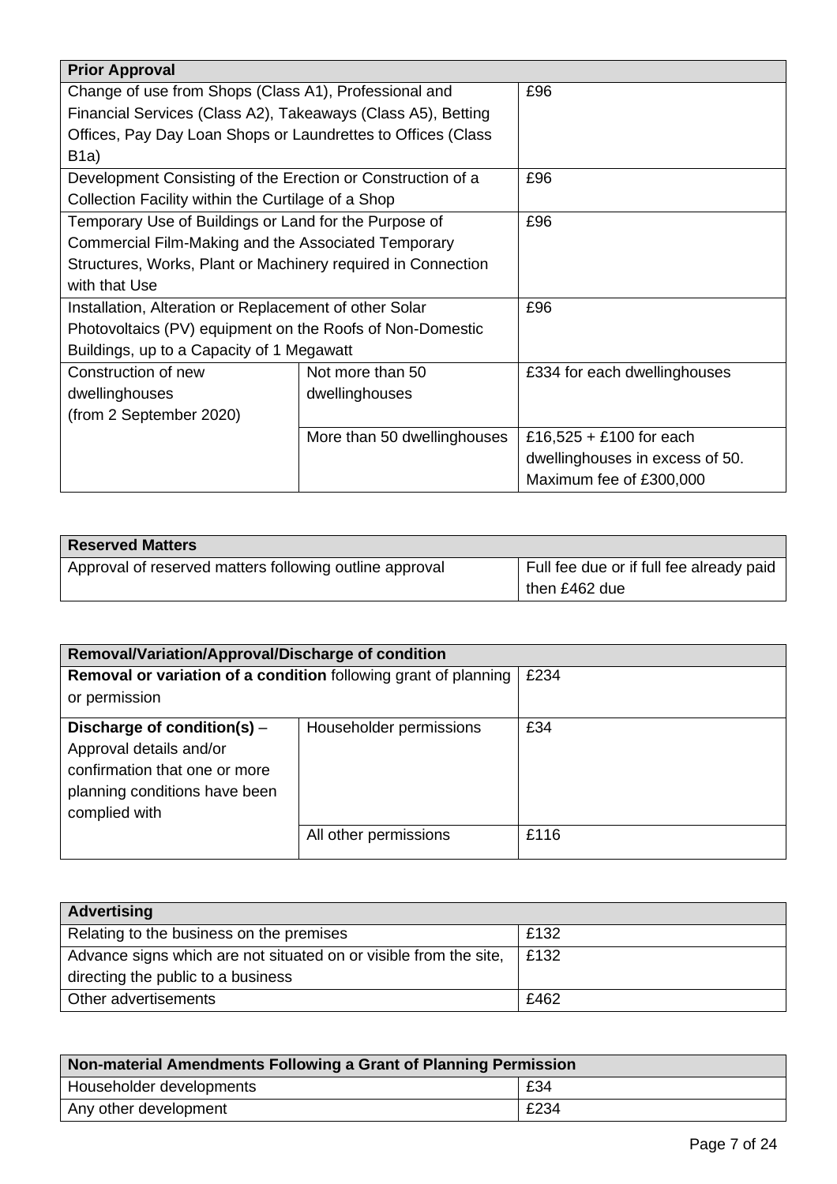| Prior Approval | | |
|---|---|---|
| Change of use from Shops (Class A1), Professional and Financial Services (Class A2), Takeaways (Class A5), Betting Offices, Pay Day Loan Shops or Laundrettes to Offices (Class B1a) | | £96 |
| Development Consisting of the Erection or Construction of a Collection Facility within the Curtilage of a Shop | | £96 |
| Temporary Use of Buildings or Land for the Purpose of Commercial Film-Making and the Associated Temporary Structures, Works, Plant or Machinery required in Connection with that Use | | £96 |
| Installation, Alteration or Replacement of other Solar Photovoltaics (PV) equipment on the Roofs of Non-Domestic Buildings, up to a Capacity of 1 Megawatt | | £96 |
| Construction of new dwellinghouses (from 2 September 2020) | Not more than 50 dwellinghouses | £334 for each dwellinghouses |
| | More than 50 dwellinghouses | £16,525 + £100 for each dwellinghouses in excess of 50. Maximum fee of £300,000 |

| Reserved Matters | |
|---|---|
| Approval of reserved matters following outline approval | Full fee due or if full fee already paid then £462 due |

| Removal/Variation/Approval/Discharge of condition | | |
|---|---|---|
| **Removal or variation of a condition** following grant of planning or permission | | £234 |
| **Discharge of condition(s)** – Approval details and/or confirmation that one or more planning conditions have been complied with | Householder permissions | £34 |
| | All other permissions | £116 |

| Advertising | |
|---|---|
| Relating to the business on the premises | £132 |
| Advance signs which are not situated on or visible from the site, directing the public to a business | £132 |
| Other advertisements | £462 |

| Non-material Amendments Following a Grant of Planning Permission | |
|---|---|
| Householder developments | £34 |
| Any other development | £234 |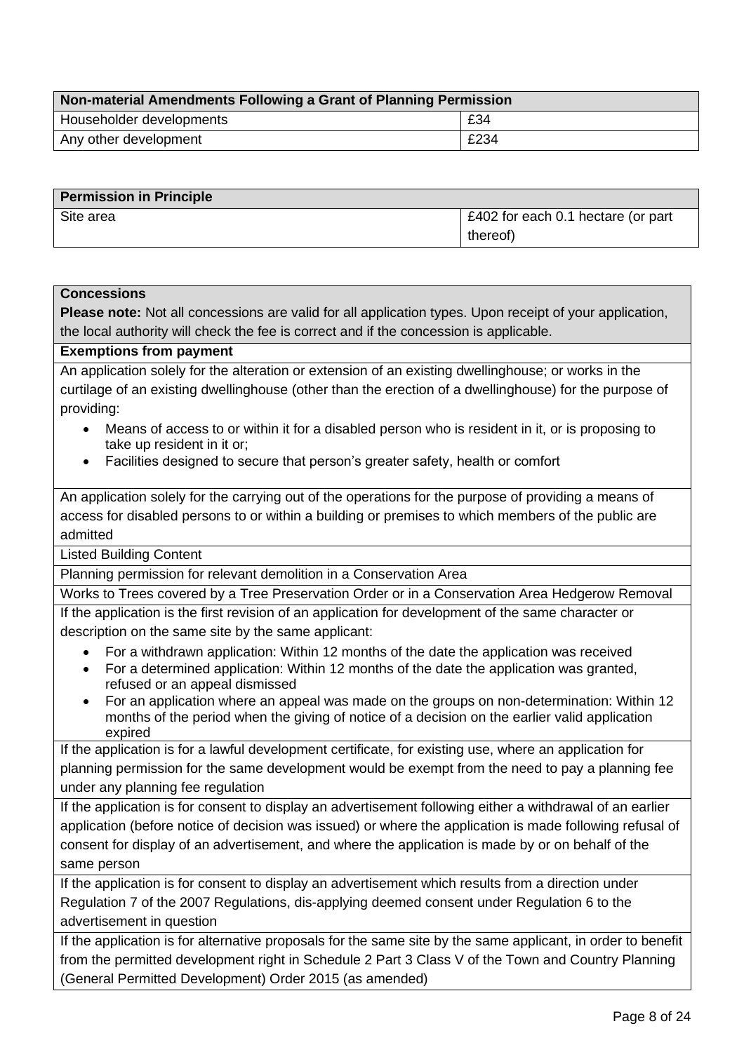| Non-material Amendments Following a Grant of Planning Permission | |
|---|---|
| Householder developments | £34 |
| Any other development | £234 |

| Permission in Principle | |
|---|---|
| Site area | £402 for each 0.1 hectare (or part thereof) |

| Concessions |
|---|
| **Please note:** Not all concessions are valid for all application types. Upon receipt of your application, the local authority will check the fee is correct and if the concession is applicable. |
| **Exemptions from payment** |
| An application solely for the alteration or extension of an existing dwellinghouse; or works in the curtilage of an existing dwellinghouse (other than the erection of a dwellinghouse) for the purpose of providing: <br>• Means of access to or within it for a disabled person who is resident in it, or is proposing to take up resident in it or; <br>• Facilities designed to secure that person's greater safety, health or comfort |
| An application solely for the carrying out of the operations for the purpose of providing a means of access for disabled persons to or within a building or premises to which members of the public are admitted |
| Listed Building Content |
| Planning permission for relevant demolition in a Conservation Area |
| Works to Trees covered by a Tree Preservation Order or in a Conservation Area Hedgerow Removal |
| If the application is the first revision of an application for development of the same character or description on the same site by the same applicant: <br>• For a withdrawn application: Within 12 months of the date the application was received <br>• For a determined application: Within 12 months of the date the application was granted, refused or an appeal dismissed <br>• For an application where an appeal was made on the groups on non-determination: Within 12 months of the period when the giving of notice of a decision on the earlier valid application expired |
| If the application is for a lawful development certificate, for existing use, where an application for planning permission for the same development would be exempt from the need to pay a planning fee under any planning fee regulation |
| If the application is for consent to display an advertisement following either a withdrawal of an earlier application (before notice of decision was issued) or where the application is made following refusal of consent for display of an advertisement, and where the application is made by or on behalf of the same person |
| If the application is for consent to display an advertisement which results from a direction under Regulation 7 of the 2007 Regulations, dis-applying deemed consent under Regulation 6 to the advertisement in question |
| If the application is for alternative proposals for the same site by the same applicant, in order to benefit from the permitted development right in Schedule 2 Part 3 Class V of the Town and Country Planning (General Permitted Development) Order 2015 (as amended) |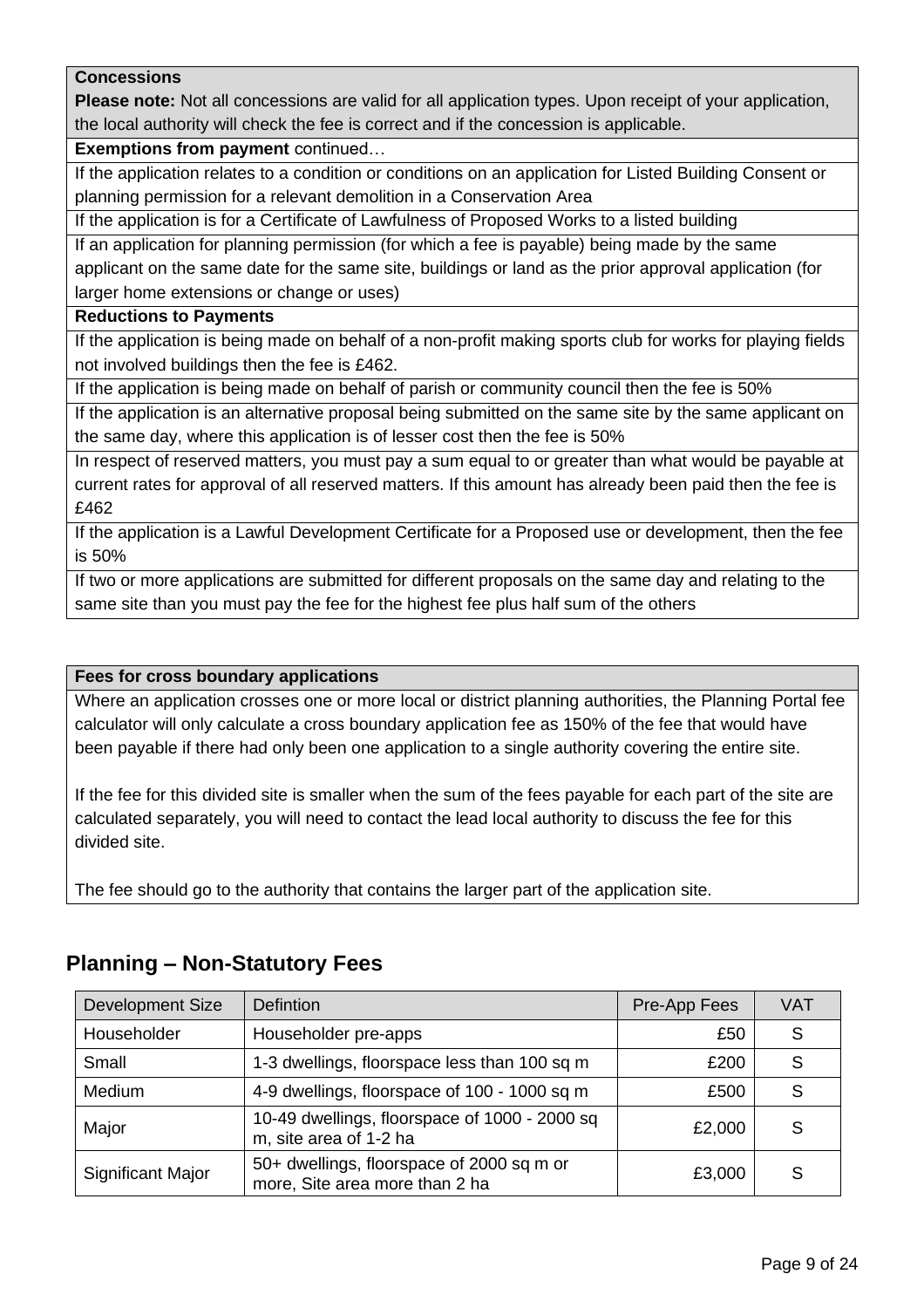| **Concessions**<br>**Please note:** Not all concessions are valid for all application types. Upon receipt of your application, the local authority will check the fee is correct and if the concession is applicable. |
| --- |
| **Exemptions from payment** continued… |
| If the application relates to a condition or conditions on an application for Listed Building Consent or planning permission for a relevant demolition in a Conservation Area |
| If the application is for a Certificate of Lawfulness of Proposed Works to a listed building |
| If an application for planning permission (for which a fee is payable) being made by the same applicant on the same date for the same site, buildings or land as the prior approval application (for larger home extensions or change or uses) |
| **Reductions to Payments** |
| If the application is being made on behalf of a non-profit making sports club for works for playing fields not involved buildings then the fee is £462. |
| If the application is being made on behalf of parish or community council then the fee is 50% |
| If the application is an alternative proposal being submitted on the same site by the same applicant on the same day, where this application is of lesser cost then the fee is 50% |
| In respect of reserved matters, you must pay a sum equal to or greater than what would be payable at current rates for approval of all reserved matters. If this amount has already been paid then the fee is £462 |
| If the application is a Lawful Development Certificate for a Proposed use or development, then the fee is 50% |
| If two or more applications are submitted for different proposals on the same day and relating to the same site than you must pay the fee for the highest fee plus half sum of the others |

| **Fees for cross boundary applications** |
| --- |
| Where an application crosses one or more local or district planning authorities, the Planning Portal fee calculator will only calculate a cross boundary application fee as 150% of the fee that would have been payable if there had only been one application to a single authority covering the entire site.<br><br>If the fee for this divided site is smaller when the sum of the fees payable for each part of the site are calculated separately, you will need to contact the lead local authority to discuss the fee for this divided site.<br><br>The fee should go to the authority that contains the larger part of the application site. |

## Planning – Non-Statutory Fees

| Development Size | Defintion | Pre-App Fees | VAT |
| --- | --- | --- | --- |
| Householder | Householder pre-apps | £50 | S |
| Small | 1-3 dwellings, floorspace less than 100 sq m | £200 | S |
| Medium | 4-9 dwellings, floorspace of 100 - 1000 sq m | £500 | S |
| Major | 10-49 dwellings, floorspace of 1000 - 2000 sq m, site area of 1-2 ha | £2,000 | S |
| Significant Major | 50+ dwellings, floorspace of 2000 sq m or more, Site area more than 2 ha | £3,000 | S |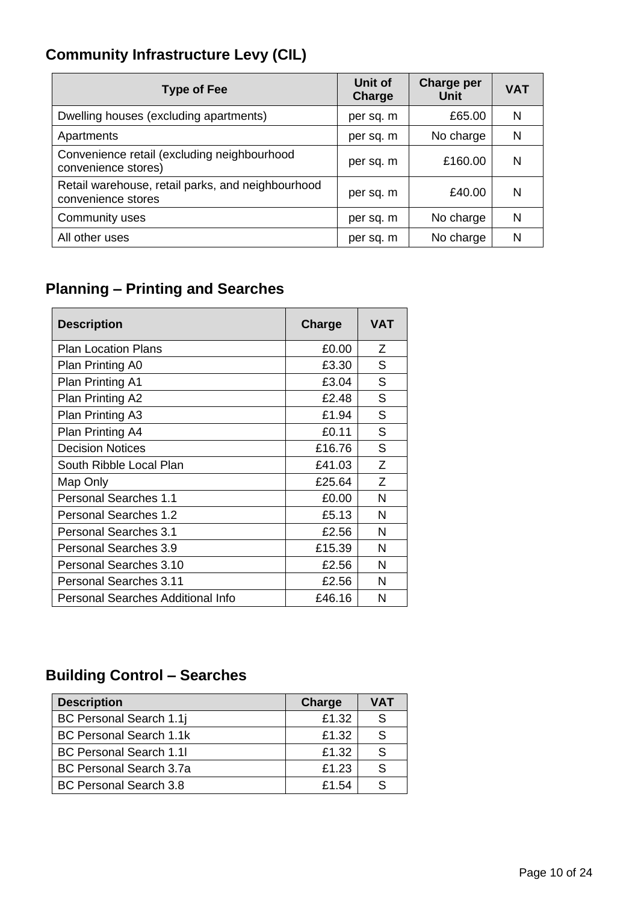## Community Infrastructure Levy (CIL)

| Type of Fee | Unit of Charge | Charge per Unit | VAT |
| --- | --- | --- | --- |
| Dwelling houses (excluding apartments) | per sq. m | £65.00 | N |
| Apartments | per sq. m | No charge | N |
| Convenience retail (excluding neighbourhood convenience stores) | per sq. m | £160.00 | N |
| Retail warehouse, retail parks, and neighbourhood convenience stores | per sq. m | £40.00 | N |
| Community uses | per sq. m | No charge | N |
| All other uses | per sq. m | No charge | N |

## Planning – Printing and Searches

| Description | Charge | VAT |
| --- | --- | --- |
| Plan Location Plans | £0.00 | Z |
| Plan Printing A0 | £3.30 | S |
| Plan Printing A1 | £3.04 | S |
| Plan Printing A2 | £2.48 | S |
| Plan Printing A3 | £1.94 | S |
| Plan Printing A4 | £0.11 | S |
| Decision Notices | £16.76 | S |
| South Ribble Local Plan | £41.03 | Z |
| Map Only | £25.64 | Z |
| Personal Searches 1.1 | £0.00 | N |
| Personal Searches 1.2 | £5.13 | N |
| Personal Searches 3.1 | £2.56 | N |
| Personal Searches 3.9 | £15.39 | N |
| Personal Searches 3.10 | £2.56 | N |
| Personal Searches 3.11 | £2.56 | N |
| Personal Searches Additional Info | £46.16 | N |

## Building Control – Searches

| Description | Charge | VAT |
| --- | --- | --- |
| BC Personal Search 1.1j | £1.32 | S |
| BC Personal Search 1.1k | £1.32 | S |
| BC Personal Search 1.1l | £1.32 | S |
| BC Personal Search 3.7a | £1.23 | S |
| BC Personal Search 3.8 | £1.54 | S |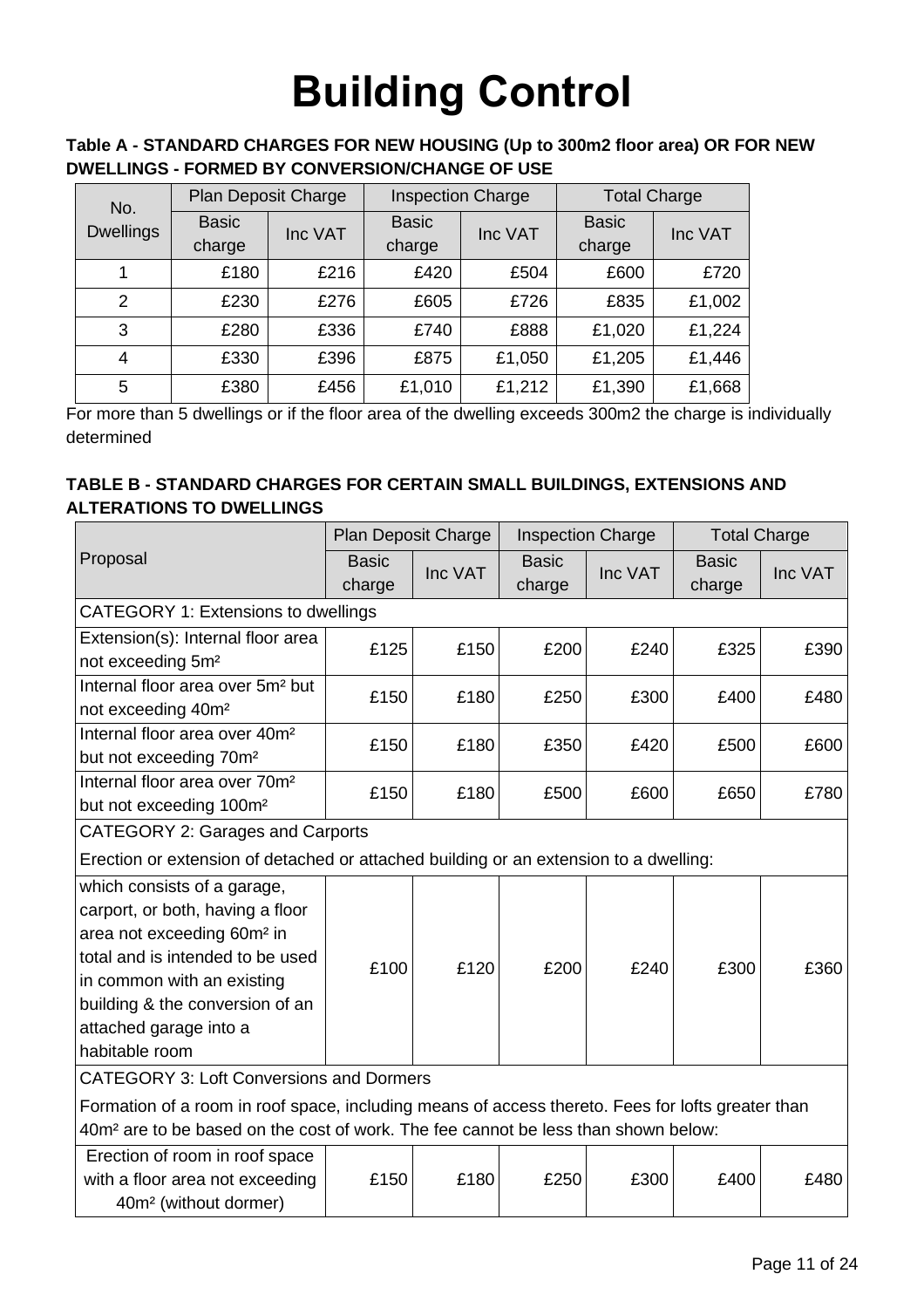# Building Control

**Table A - STANDARD CHARGES FOR NEW HOUSING (Up to 300m2 floor area) OR FOR NEW DWELLINGS - FORMED BY CONVERSION/CHANGE OF USE**

| No. Dwellings | Plan Deposit Charge | | Inspection Charge | | Total Charge | |
|---|---|---|---|---|---|---|
| | Basic charge | Inc VAT | Basic charge | Inc VAT | Basic charge | Inc VAT |
| 1 | £180 | £216 | £420 | £504 | £600 | £720 |
| 2 | £230 | £276 | £605 | £726 | £835 | £1,002 |
| 3 | £280 | £336 | £740 | £888 | £1,020 | £1,224 |
| 4 | £330 | £396 | £875 | £1,050 | £1,205 | £1,446 |
| 5 | £380 | £456 | £1,010 | £1,212 | £1,390 | £1,668 |

For more than 5 dwellings or if the floor area of the dwelling exceeds 300m2 the charge is individually determined

**TABLE B - STANDARD CHARGES FOR CERTAIN SMALL BUILDINGS, EXTENSIONS AND ALTERATIONS TO DWELLINGS**

| Proposal | Plan Deposit Charge | | Inspection Charge | | Total Charge | |
|---|---|---|---|---|---|---|
| | Basic charge | Inc VAT | Basic charge | Inc VAT | Basic charge | Inc VAT |
| CATEGORY 1: Extensions to dwellings | | | | | | |
| Extension(s): Internal floor area not exceeding 5m² | £125 | £150 | £200 | £240 | £325 | £390 |
| Internal floor area over 5m² but not exceeding 40m² | £150 | £180 | £250 | £300 | £400 | £480 |
| Internal floor area over 40m² but not exceeding 70m² | £150 | £180 | £350 | £420 | £500 | £600 |
| Internal floor area over 70m² but not exceeding 100m² | £150 | £180 | £500 | £600 | £650 | £780 |
| CATEGORY 2: Garages and Carports | | | | | | |
| Erection or extension of detached or attached building or an extension to a dwelling: | | | | | | |
| which consists of a garage, carport, or both, having a floor area not exceeding 60m² in total and is intended to be used in common with an existing building & the conversion of an attached garage into a habitable room | £100 | £120 | £200 | £240 | £300 | £360 |
| CATEGORY 3: Loft Conversions and Dormers | | | | | | |
| Formation of a room in roof space, including means of access thereto. Fees for lofts greater than 40m² are to be based on the cost of work. The fee cannot be less than shown below: | | | | | | |
| Erection of room in roof space with a floor area not exceeding 40m² (without dormer) | £150 | £180 | £250 | £300 | £400 | £480 |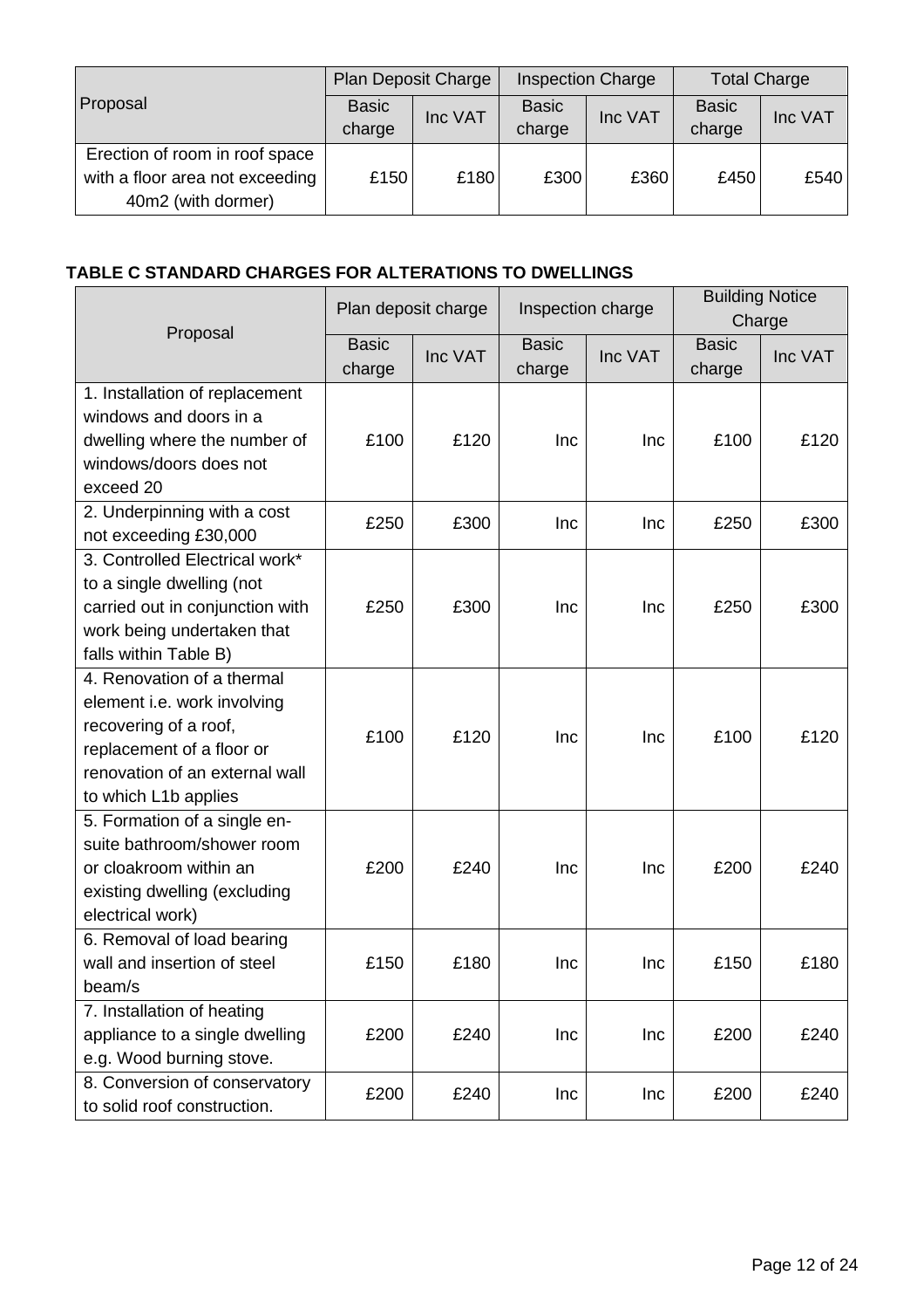| Proposal | Plan Deposit Charge | | Inspection Charge | | Total Charge | |
|---|---|---|---|---|---|---|
| | Basic charge | Inc VAT | Basic charge | Inc VAT | Basic charge | Inc VAT |
| Erection of room in roof space with a floor area not exceeding 40m2 (with dormer) | £150 | £180 | £300 | £360 | £450 | £540 |

**TABLE C STANDARD CHARGES FOR ALTERATIONS TO DWELLINGS**

| Proposal | Plan deposit charge | | Inspection charge | | Building Notice Charge | |
|---|---|---|---|---|---|---|
| | Basic charge | Inc VAT | Basic charge | Inc VAT | Basic charge | Inc VAT |
| 1. Installation of replacement windows and doors in a dwelling where the number of windows/doors does not exceed 20 | £100 | £120 | Inc | Inc | £100 | £120 |
| 2. Underpinning with a cost not exceeding £30,000 | £250 | £300 | Inc | Inc | £250 | £300 |
| 3. Controlled Electrical work* to a single dwelling (not carried out in conjunction with work being undertaken that falls within Table B) | £250 | £300 | Inc | Inc | £250 | £300 |
| 4. Renovation of a thermal element i.e. work involving recovering of a roof, replacement of a floor or renovation of an external wall to which L1b applies | £100 | £120 | Inc | Inc | £100 | £120 |
| 5. Formation of a single en-suite bathroom/shower room or cloakroom within an existing dwelling (excluding electrical work) | £200 | £240 | Inc | Inc | £200 | £240 |
| 6. Removal of load bearing wall and insertion of steel beam/s | £150 | £180 | Inc | Inc | £150 | £180 |
| 7. Installation of heating appliance to a single dwelling e.g. Wood burning stove. | £200 | £240 | Inc | Inc | £200 | £240 |
| 8. Conversion of conservatory to solid roof construction. | £200 | £240 | Inc | Inc | £200 | £240 |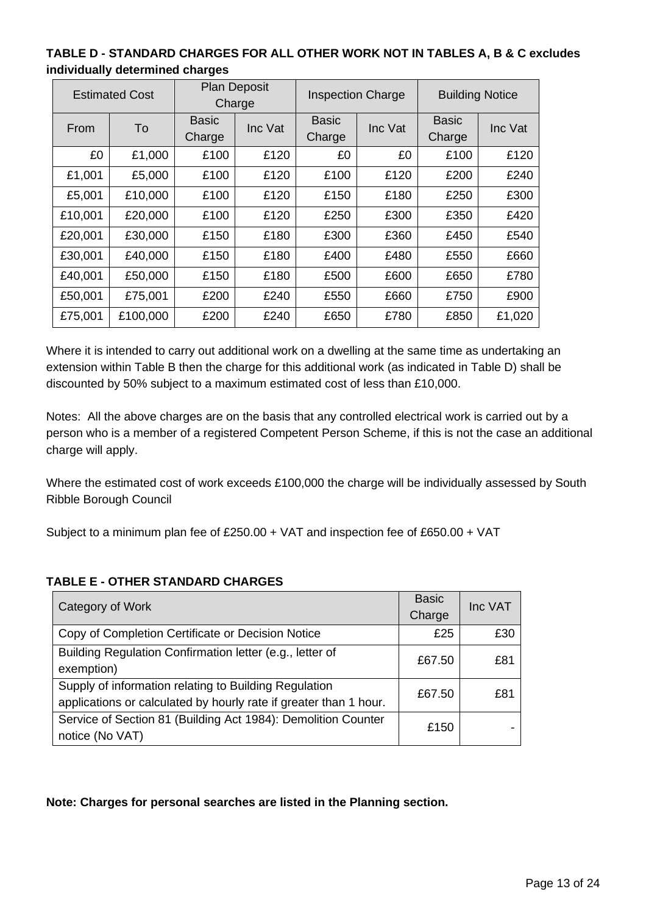**TABLE D - STANDARD CHARGES FOR ALL OTHER WORK NOT IN TABLES A, B & C excludes individually determined charges**

| Estimated Cost | | Plan Deposit Charge | | Inspection Charge | | Building Notice | |
|---|---|---|---|---|---|---|---|
| From | To | Basic Charge | Inc Vat | Basic Charge | Inc Vat | Basic Charge | Inc Vat |
| £0 | £1,000 | £100 | £120 | £0 | £0 | £100 | £120 |
| £1,001 | £5,000 | £100 | £120 | £100 | £120 | £200 | £240 |
| £5,001 | £10,000 | £100 | £120 | £150 | £180 | £250 | £300 |
| £10,001 | £20,000 | £100 | £120 | £250 | £300 | £350 | £420 |
| £20,001 | £30,000 | £150 | £180 | £300 | £360 | £450 | £540 |
| £30,001 | £40,000 | £150 | £180 | £400 | £480 | £550 | £660 |
| £40,001 | £50,000 | £150 | £180 | £500 | £600 | £650 | £780 |
| £50,001 | £75,001 | £200 | £240 | £550 | £660 | £750 | £900 |
| £75,001 | £100,000 | £200 | £240 | £650 | £780 | £850 | £1,020 |

Where it is intended to carry out additional work on a dwelling at the same time as undertaking an extension within Table B then the charge for this additional work (as indicated in Table D) shall be discounted by 50% subject to a maximum estimated cost of less than £10,000.

Notes: All the above charges are on the basis that any controlled electrical work is carried out by a person who is a member of a registered Competent Person Scheme, if this is not the case an additional charge will apply.

Where the estimated cost of work exceeds £100,000 the charge will be individually assessed by South Ribble Borough Council

Subject to a minimum plan fee of £250.00 + VAT and inspection fee of £650.00 + VAT

**TABLE E - OTHER STANDARD CHARGES**

| Category of Work | Basic Charge | Inc VAT |
|---|---|---|
| Copy of Completion Certificate or Decision Notice | £25 | £30 |
| Building Regulation Confirmation letter (e.g., letter of exemption) | £67.50 | £81 |
| Supply of information relating to Building Regulation applications or calculated by hourly rate if greater than 1 hour. | £67.50 | £81 |
| Service of Section 81 (Building Act 1984): Demolition Counter notice (No VAT) | £150 | - |

**Note: Charges for personal searches are listed in the Planning section.**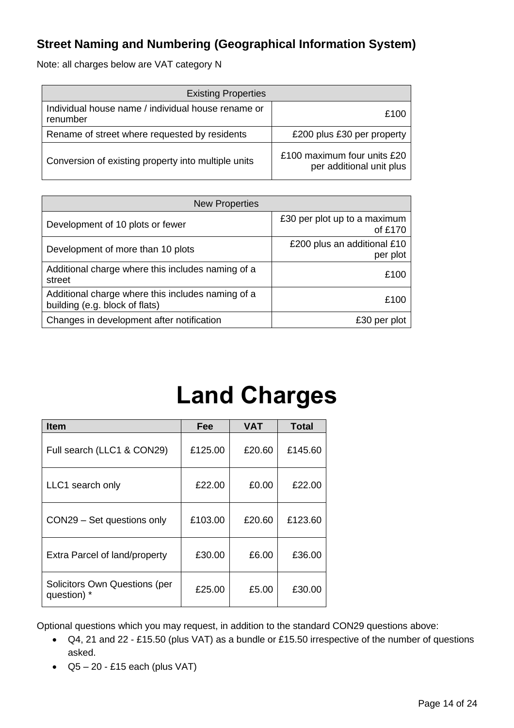## Street Naming and Numbering (Geographical Information System)

Note: all charges below are VAT category N

| Existing Properties | |
|---|---|
| Individual house name / individual house rename or renumber | £100 |
| Rename of street where requested by residents | £200 plus £30 per property |
| Conversion of existing property into multiple units | £100 maximum four units £20 per additional unit plus |

| New Properties | |
|---|---|
| Development of 10 plots or fewer | £30 per plot up to a maximum of £170 |
| Development of more than 10 plots | £200 plus an additional £10 per plot |
| Additional charge where this includes naming of a street | £100 |
| Additional charge where this includes naming of a building (e.g. block of flats) | £100 |
| Changes in development after notification | £30 per plot |

# Land Charges

| Item | Fee | VAT | Total |
|---|---|---|---|
| Full search (LLC1 & CON29) | £125.00 | £20.60 | £145.60 |
| LLC1 search only | £22.00 | £0.00 | £22.00 |
| CON29 – Set questions only | £103.00 | £20.60 | £123.60 |
| Extra Parcel of land/property | £30.00 | £6.00 | £36.00 |
| Solicitors Own Questions (per question) * | £25.00 | £5.00 | £30.00 |

Optional questions which you may request, in addition to the standard CON29 questions above:

- Q4, 21 and 22 - £15.50 (plus VAT) as a bundle or £15.50 irrespective of the number of questions asked.
- Q5 – 20 - £15 each (plus VAT)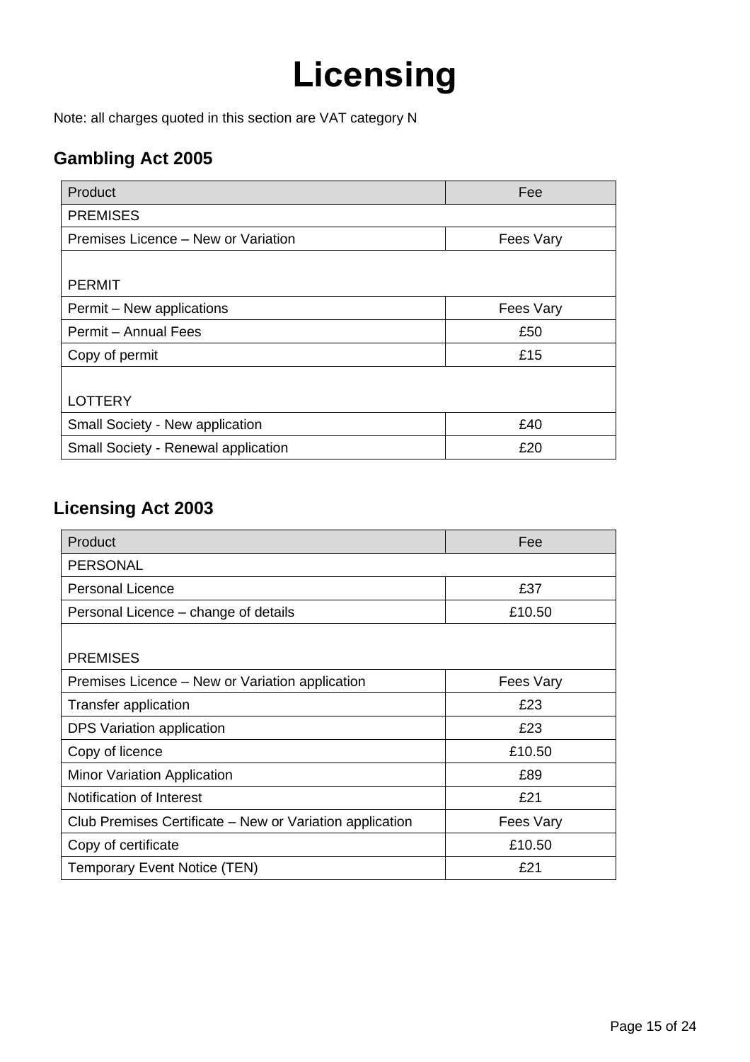# Licensing

Note: all charges quoted in this section are VAT category N

## Gambling Act 2005

| Product | Fee |
| --- | --- |
| PREMISES | |
| Premises Licence – New or Variation | Fees Vary |
| PERMIT | |
| Permit – New applications | Fees Vary |
| Permit – Annual Fees | £50 |
| Copy of permit | £15 |
| LOTTERY | |
| Small Society - New application | £40 |
| Small Society - Renewal application | £20 |

## Licensing Act 2003

| Product | Fee |
| --- | --- |
| PERSONAL | |
| Personal Licence | £37 |
| Personal Licence – change of details | £10.50 |
| PREMISES | |
| Premises Licence – New or Variation application | Fees Vary |
| Transfer application | £23 |
| DPS Variation application | £23 |
| Copy of licence | £10.50 |
| Minor Variation Application | £89 |
| Notification of Interest | £21 |
| Club Premises Certificate – New or Variation application | Fees Vary |
| Copy of certificate | £10.50 |
| Temporary Event Notice (TEN) | £21 |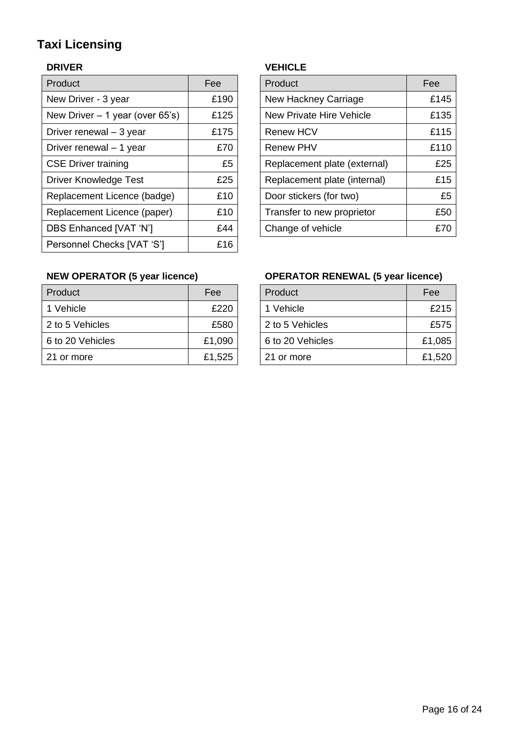# Taxi Licensing

### DRIVER

| Product | Fee |
|---|---|
| New Driver - 3 year | £190 |
| New Driver – 1 year (over 65's) | £125 |
| Driver renewal – 3 year | £175 |
| Driver renewal – 1 year | £70 |
| CSE Driver training | £5 |
| Driver Knowledge Test | £25 |
| Replacement Licence (badge) | £10 |
| Replacement Licence (paper) | £10 |
| DBS Enhanced [VAT 'N'] | £44 |
| Personnel Checks [VAT 'S'] | £16 |

### VEHICLE

| Product | Fee |
|---|---|
| New Hackney Carriage | £145 |
| New Private Hire Vehicle | £135 |
| Renew HCV | £115 |
| Renew PHV | £110 |
| Replacement plate (external) | £25 |
| Replacement plate (internal) | £15 |
| Door stickers (for two) | £5 |
| Transfer to new proprietor | £50 |
| Change of vehicle | £70 |

### NEW OPERATOR (5 year licence)

| Product | Fee |
|---|---|
| 1 Vehicle | £220 |
| 2 to 5 Vehicles | £580 |
| 6 to 20 Vehicles | £1,090 |
| 21 or more | £1,525 |

### OPERATOR RENEWAL (5 year licence)

| Product | Fee |
|---|---|
| 1 Vehicle | £215 |
| 2 to 5 Vehicles | £575 |
| 6 to 20 Vehicles | £1,085 |
| 21 or more | £1,520 |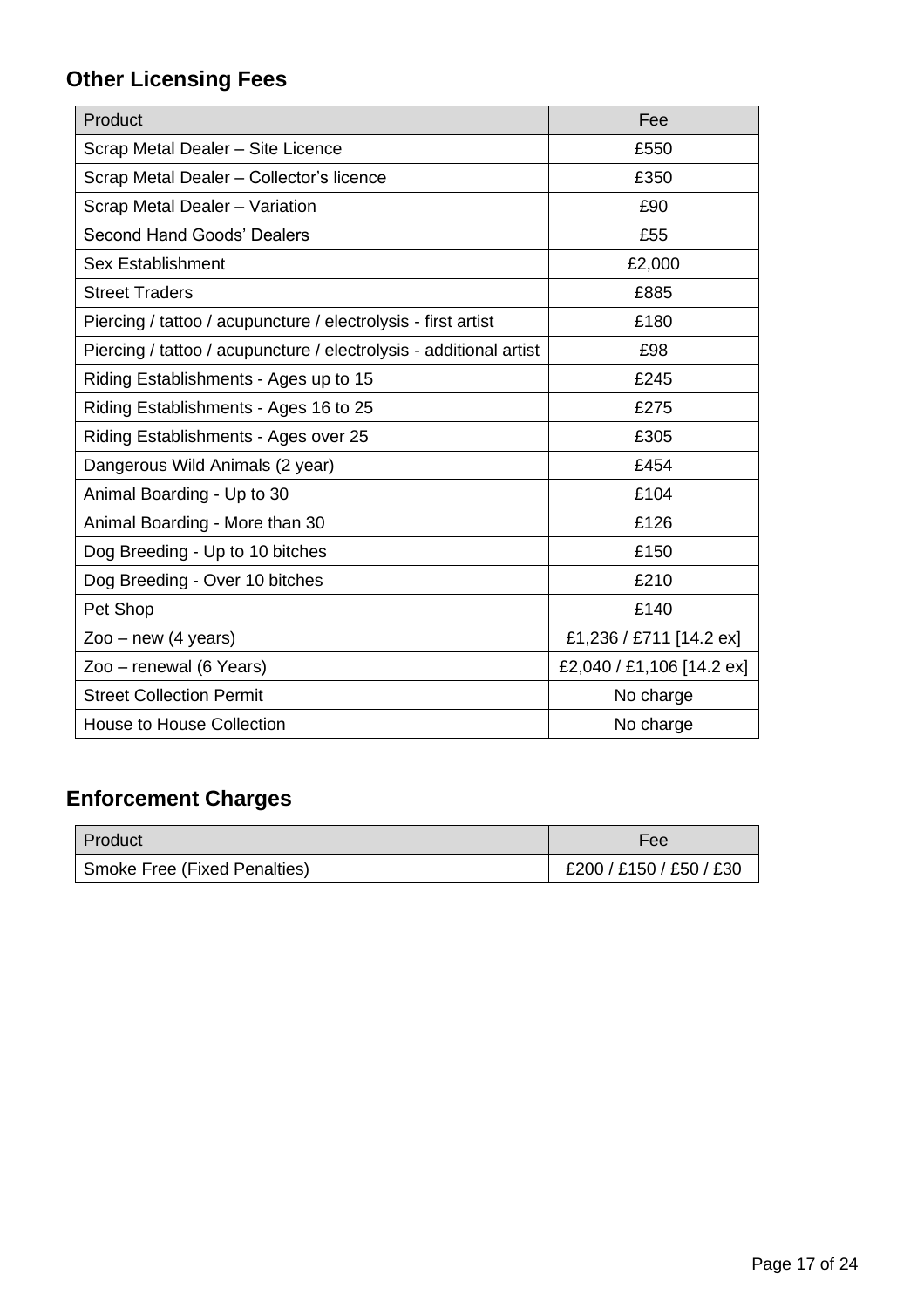## Other Licensing Fees

| Product | Fee |
|---|---|
| Scrap Metal Dealer – Site Licence | £550 |
| Scrap Metal Dealer – Collector's licence | £350 |
| Scrap Metal Dealer – Variation | £90 |
| Second Hand Goods' Dealers | £55 |
| Sex Establishment | £2,000 |
| Street Traders | £885 |
| Piercing / tattoo / acupuncture / electrolysis - first artist | £180 |
| Piercing / tattoo / acupuncture / electrolysis - additional artist | £98 |
| Riding Establishments - Ages up to 15 | £245 |
| Riding Establishments - Ages 16 to 25 | £275 |
| Riding Establishments - Ages over 25 | £305 |
| Dangerous Wild Animals (2 year) | £454 |
| Animal Boarding - Up to 30 | £104 |
| Animal Boarding - More than 30 | £126 |
| Dog Breeding - Up to 10 bitches | £150 |
| Dog Breeding - Over 10 bitches | £210 |
| Pet Shop | £140 |
| Zoo – new (4 years) | £1,236 / £711 [14.2 ex] |
| Zoo – renewal (6 Years) | £2,040 / £1,106 [14.2 ex] |
| Street Collection Permit | No charge |
| House to House Collection | No charge |

## Enforcement Charges

| Product | Fee |
|---|---|
| Smoke Free (Fixed Penalties) | £200 / £150 / £50 / £30 |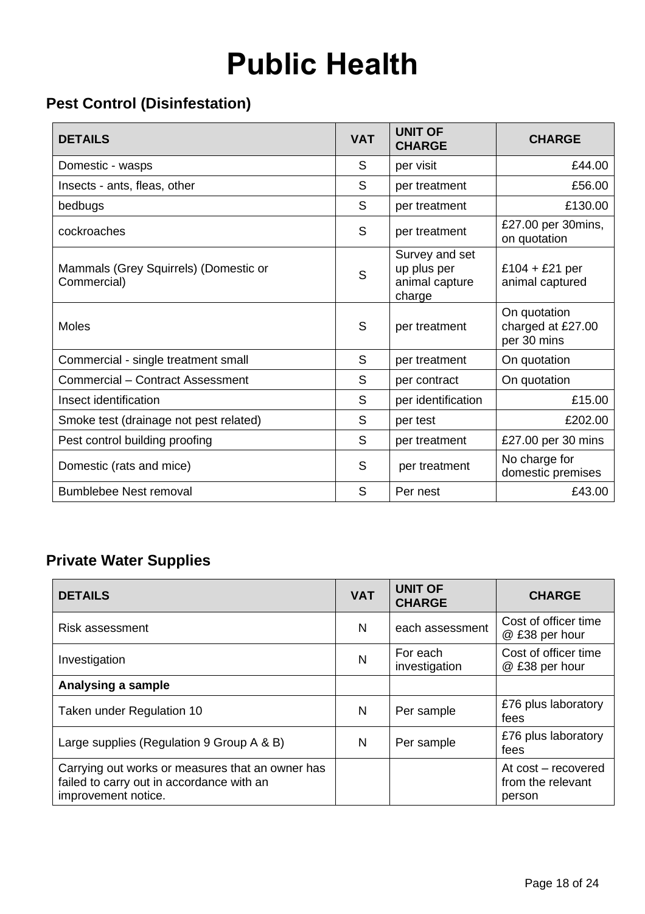# Public Health

## Pest Control (Disinfestation)

| DETAILS | VAT | UNIT OF CHARGE | CHARGE |
|---|---|---|---|
| Domestic - wasps | S | per visit | £44.00 |
| Insects - ants, fleas, other | S | per treatment | £56.00 |
| bedbugs | S | per treatment | £130.00 |
| cockroaches | S | per treatment | £27.00 per 30mins, on quotation |
| Mammals (Grey Squirrels) (Domestic or Commercial) | S | Survey and set up plus per animal capture charge | £104 + £21 per animal captured |
| Moles | S | per treatment | On quotation charged at £27.00 per 30 mins |
| Commercial - single treatment small | S | per treatment | On quotation |
| Commercial – Contract Assessment | S | per contract | On quotation |
| Insect identification | S | per identification | £15.00 |
| Smoke test (drainage not pest related) | S | per test | £202.00 |
| Pest control building proofing | S | per treatment | £27.00 per 30 mins |
| Domestic (rats and mice) | S | per treatment | No charge for domestic premises |
| Bumblebee Nest removal | S | Per nest | £43.00 |

## Private Water Supplies

| DETAILS | VAT | UNIT OF CHARGE | CHARGE |
|---|---|---|---|
| Risk assessment | N | each assessment | Cost of officer time @ £38 per hour |
| Investigation | N | For each investigation | Cost of officer time @ £38 per hour |
| **Analysing a sample** | | | |
| Taken under Regulation 10 | N | Per sample | £76 plus laboratory fees |
| Large supplies (Regulation 9 Group A & B) | N | Per sample | £76 plus laboratory fees |
| Carrying out works or measures that an owner has failed to carry out in accordance with an improvement notice. | | | At cost – recovered from the relevant person |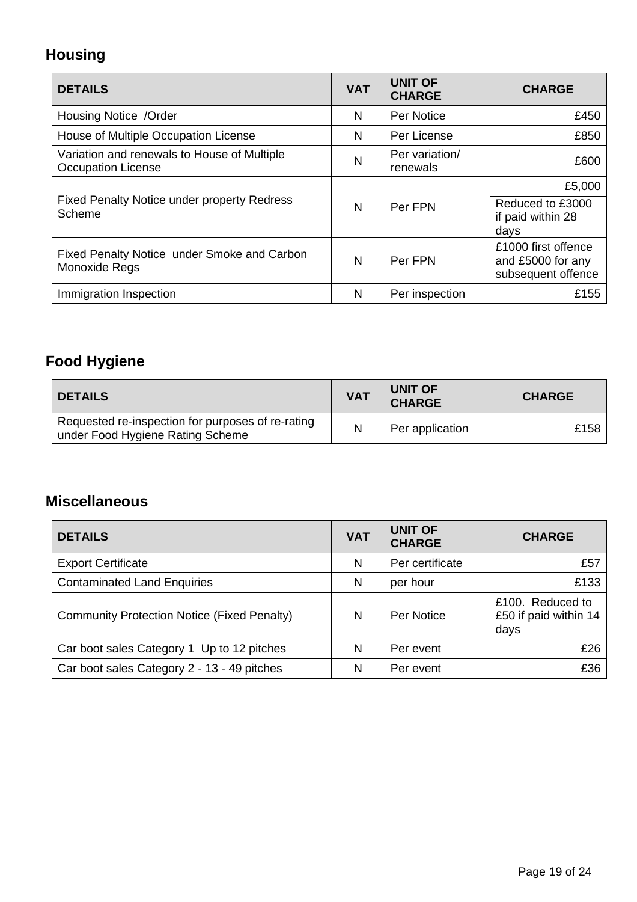## Housing

| DETAILS | VAT | UNIT OF CHARGE | CHARGE |
|---|---|---|---|
| Housing Notice /Order | N | Per Notice | £450 |
| House of Multiple Occupation License | N | Per License | £850 |
| Variation and renewals to House of Multiple Occupation License | N | Per variation/ renewals | £600 |
| Fixed Penalty Notice under property Redress Scheme | N | Per FPN | £5,000<br>Reduced to £3000 if paid within 28 days |
| Fixed Penalty Notice under Smoke and Carbon Monoxide Regs | N | Per FPN | £1000 first offence and £5000 for any subsequent offence |
| Immigration Inspection | N | Per inspection | £155 |

## Food Hygiene

| DETAILS | VAT | UNIT OF CHARGE | CHARGE |
|---|---|---|---|
| Requested re-inspection for purposes of re-rating under Food Hygiene Rating Scheme | N | Per application | £158 |

## Miscellaneous

| DETAILS | VAT | UNIT OF CHARGE | CHARGE |
|---|---|---|---|
| Export Certificate | N | Per certificate | £57 |
| Contaminated Land Enquiries | N | per hour | £133 |
| Community Protection Notice (Fixed Penalty) | N | Per Notice | £100. Reduced to £50 if paid within 14 days |
| Car boot sales Category 1 Up to 12 pitches | N | Per event | £26 |
| Car boot sales Category 2 - 13 - 49 pitches | N | Per event | £36 |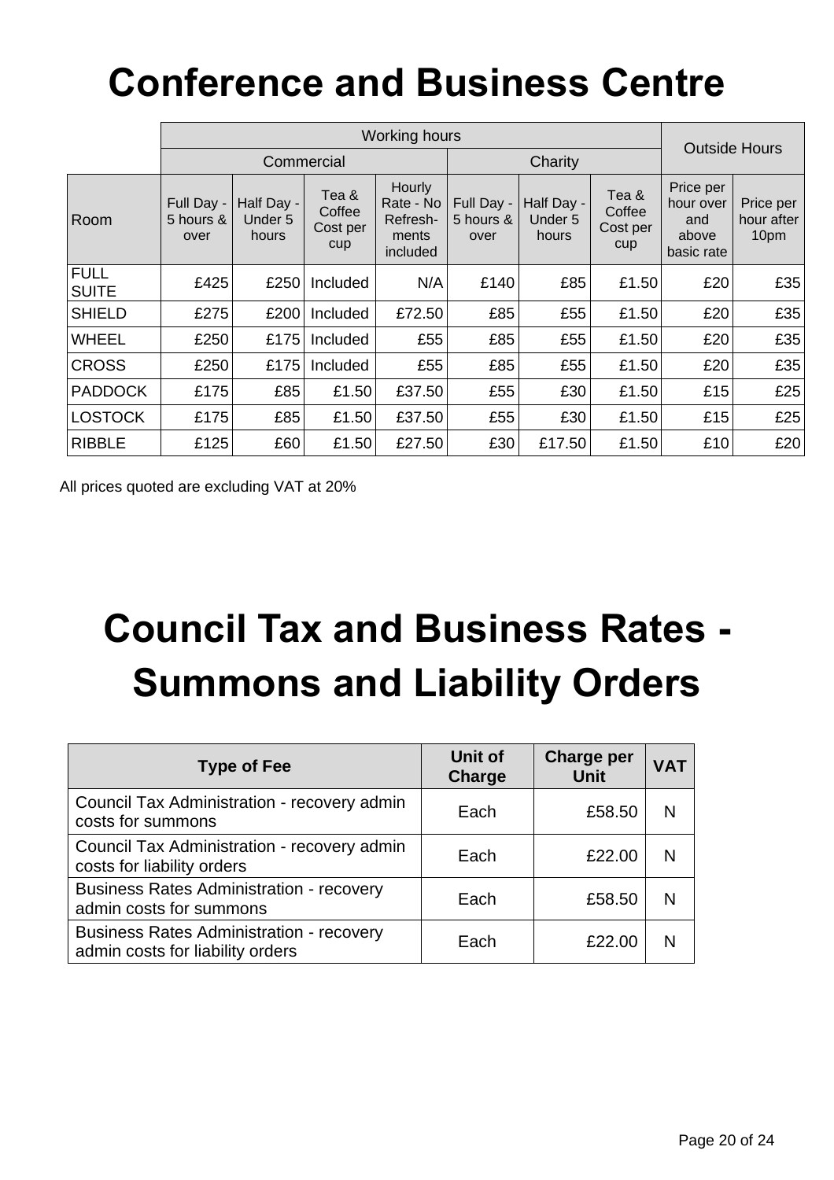# Conference and Business Centre

| | Working hours | | | | | | | Outside Hours | |
|---|---|---|---|---|---|---|---|---|---|
| | Commercial | | | | Charity | | | | |
| Room | Full Day - 5 hours & over | Half Day - Under 5 hours | Tea & Coffee Cost per cup | Hourly Rate - No Refresh-ments included | Full Day - 5 hours & over | Half Day - Under 5 hours | Tea & Coffee Cost per cup | Price per hour over and above basic rate | Price per hour after 10pm |
| FULL SUITE | £425 | £250 | Included | N/A | £140 | £85 | £1.50 | £20 | £35 |
| SHIELD | £275 | £200 | Included | £72.50 | £85 | £55 | £1.50 | £20 | £35 |
| WHEEL | £250 | £175 | Included | £55 | £85 | £55 | £1.50 | £20 | £35 |
| CROSS | £250 | £175 | Included | £55 | £85 | £55 | £1.50 | £20 | £35 |
| PADDOCK | £175 | £85 | £1.50 | £37.50 | £55 | £30 | £1.50 | £15 | £25 |
| LOSTOCK | £175 | £85 | £1.50 | £37.50 | £55 | £30 | £1.50 | £15 | £25 |
| RIBBLE | £125 | £60 | £1.50 | £27.50 | £30 | £17.50 | £1.50 | £10 | £20 |

All prices quoted are excluding VAT at 20%

# Council Tax and Business Rates - Summons and Liability Orders

| Type of Fee | Unit of Charge | Charge per Unit | VAT |
|---|---|---|---|
| Council Tax Administration - recovery admin costs for summons | Each | £58.50 | N |
| Council Tax Administration - recovery admin costs for liability orders | Each | £22.00 | N |
| Business Rates Administration - recovery admin costs for summons | Each | £58.50 | N |
| Business Rates Administration - recovery admin costs for liability orders | Each | £22.00 | N |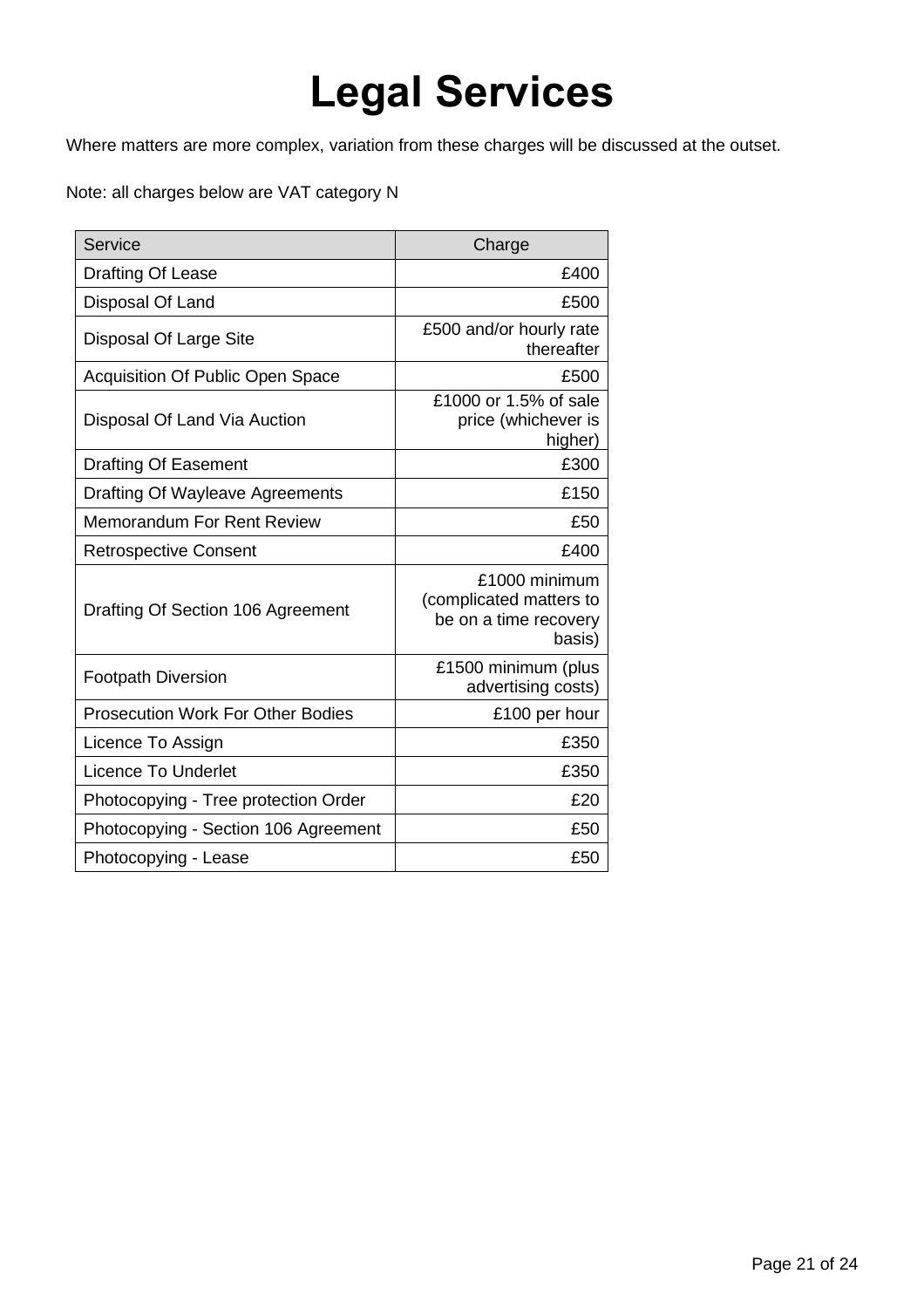# Legal Services

Where matters are more complex, variation from these charges will be discussed at the outset.

Note: all charges below are VAT category N

| Service | Charge |
|---|---|
| Drafting Of Lease | £400 |
| Disposal Of Land | £500 |
| Disposal Of Large Site | £500 and/or hourly rate thereafter |
| Acquisition Of Public Open Space | £500 |
| Disposal Of Land Via Auction | £1000 or 1.5% of sale price (whichever is higher) |
| Drafting Of Easement | £300 |
| Drafting Of Wayleave Agreements | £150 |
| Memorandum For Rent Review | £50 |
| Retrospective Consent | £400 |
| Drafting Of Section 106 Agreement | £1000 minimum (complicated matters to be on a time recovery basis) |
| Footpath Diversion | £1500 minimum (plus advertising costs) |
| Prosecution Work For Other Bodies | £100 per hour |
| Licence To Assign | £350 |
| Licence To Underlet | £350 |
| Photocopying - Tree protection Order | £20 |
| Photocopying - Section 106 Agreement | £50 |
| Photocopying - Lease | £50 |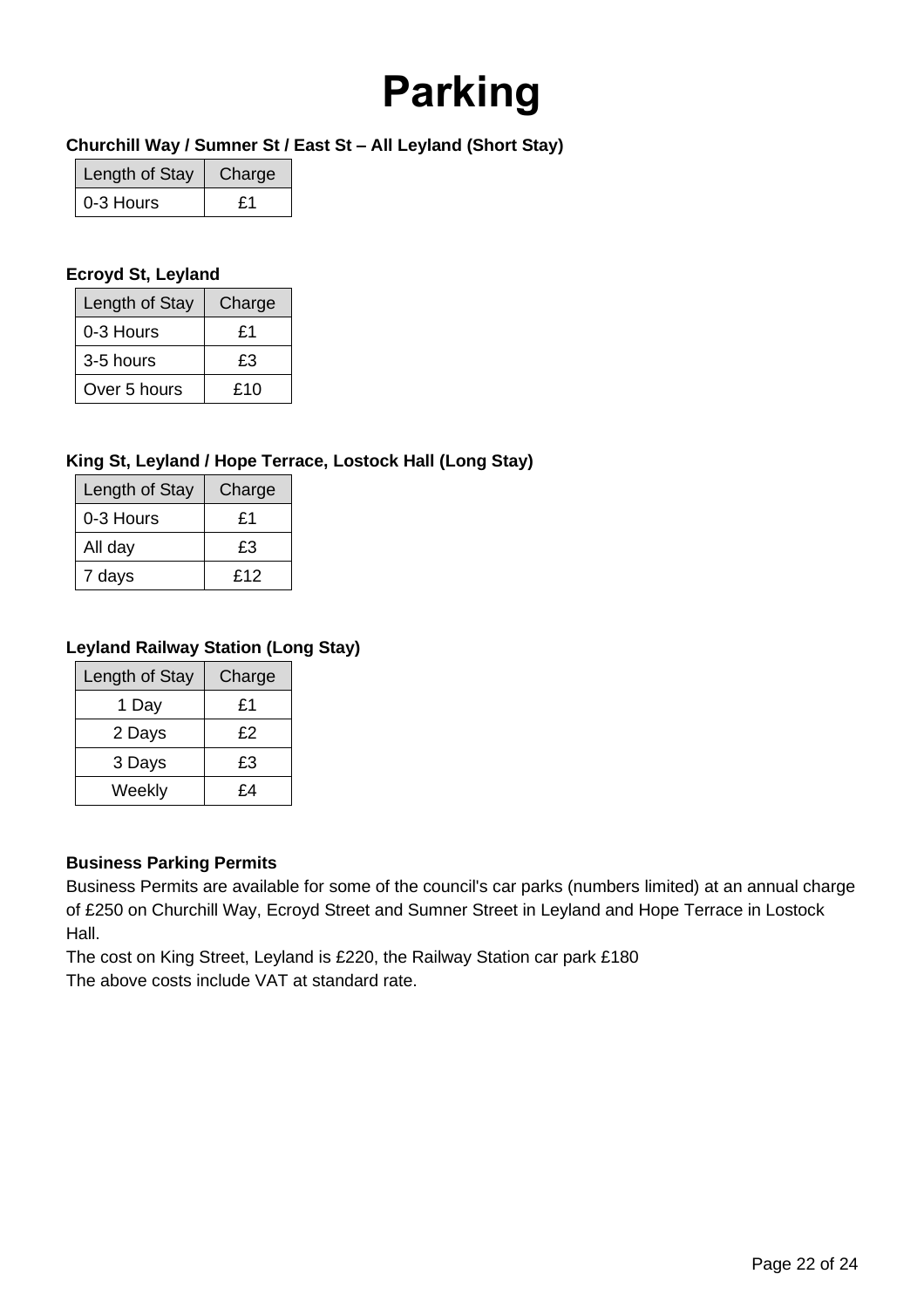# Parking

**Churchill Way / Sumner St / East St – All Leyland (Short Stay)**

| Length of Stay | Charge |
|---|---|
| 0-3 Hours | £1 |

**Ecroyd St, Leyland**

| Length of Stay | Charge |
|---|---|
| 0-3 Hours | £1 |
| 3-5 hours | £3 |
| Over 5 hours | £10 |

**King St, Leyland / Hope Terrace, Lostock Hall (Long Stay)**

| Length of Stay | Charge |
|---|---|
| 0-3 Hours | £1 |
| All day | £3 |
| 7 days | £12 |

**Leyland Railway Station (Long Stay)**

| Length of Stay | Charge |
|---|---|
| 1 Day | £1 |
| 2 Days | £2 |
| 3 Days | £3 |
| Weekly | £4 |

**Business Parking Permits**

Business Permits are available for some of the council's car parks (numbers limited) at an annual charge of £250 on Churchill Way, Ecroyd Street and Sumner Street in Leyland and Hope Terrace in Lostock Hall.

The cost on King Street, Leyland is £220, the Railway Station car park £180

The above costs include VAT at standard rate.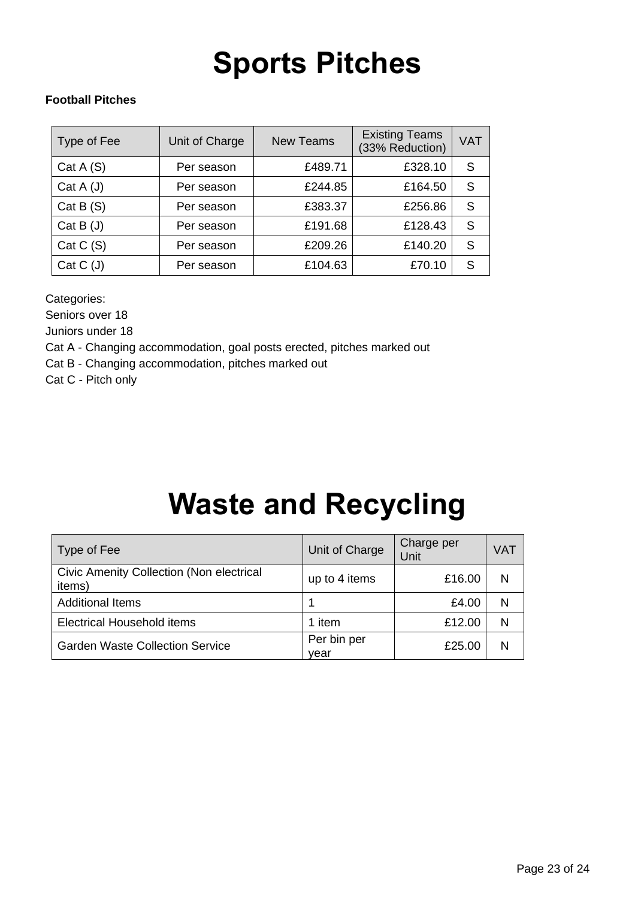# Sports Pitches

**Football Pitches**

| Type of Fee | Unit of Charge | New Teams | Existing Teams (33% Reduction) | VAT |
|---|---|---|---|---|
| Cat A (S) | Per season | £489.71 | £328.10 | S |
| Cat A (J) | Per season | £244.85 | £164.50 | S |
| Cat B (S) | Per season | £383.37 | £256.86 | S |
| Cat B (J) | Per season | £191.68 | £128.43 | S |
| Cat C (S) | Per season | £209.26 | £140.20 | S |
| Cat C (J) | Per season | £104.63 | £70.10 | S |

Categories:
Seniors over 18
Juniors under 18
Cat A - Changing accommodation, goal posts erected, pitches marked out
Cat B - Changing accommodation, pitches marked out
Cat C - Pitch only

# Waste and Recycling

| Type of Fee | Unit of Charge | Charge per Unit | VAT |
|---|---|---|---|
| Civic Amenity Collection (Non electrical items) | up to 4 items | £16.00 | N |
| Additional Items | 1 | £4.00 | N |
| Electrical Household items | 1 item | £12.00 | N |
| Garden Waste Collection Service | Per bin per year | £25.00 | N |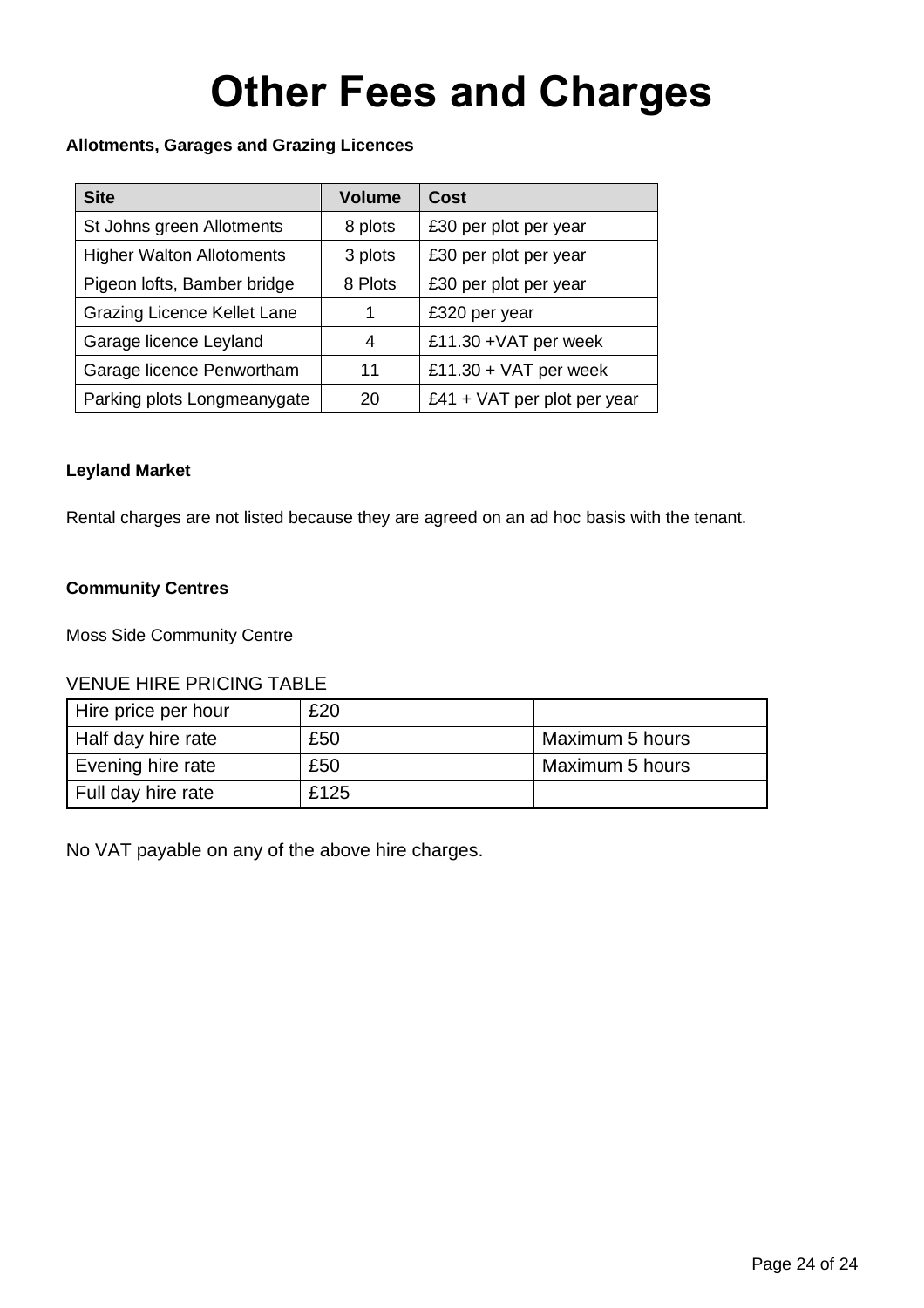# Other Fees and Charges

**Allotments, Garages and Grazing Licences**

| Site | Volume | Cost |
|---|---|---|
| St Johns green Allotments | 8 plots | £30 per plot per year |
| Higher Walton Allotoments | 3 plots | £30 per plot per year |
| Pigeon lofts, Bamber bridge | 8 Plots | £30 per plot per year |
| Grazing Licence Kellet Lane | 1 | £320 per year |
| Garage licence Leyland | 4 | £11.30 +VAT per week |
| Garage licence Penwortham | 11 | £11.30 + VAT per week |
| Parking plots Longmeanygate | 20 | £41 + VAT per plot per year |

**Leyland Market**

Rental charges are not listed because they are agreed on an ad hoc basis with the tenant.

**Community Centres**

Moss Side Community Centre

VENUE HIRE PRICING TABLE

| | | |
|---|---|---|
| Hire price per hour | £20 | |
| Half day hire rate | £50 | Maximum 5 hours |
| Evening hire rate | £50 | Maximum 5 hours |
| Full day hire rate | £125 | |

No VAT payable on any of the above hire charges.